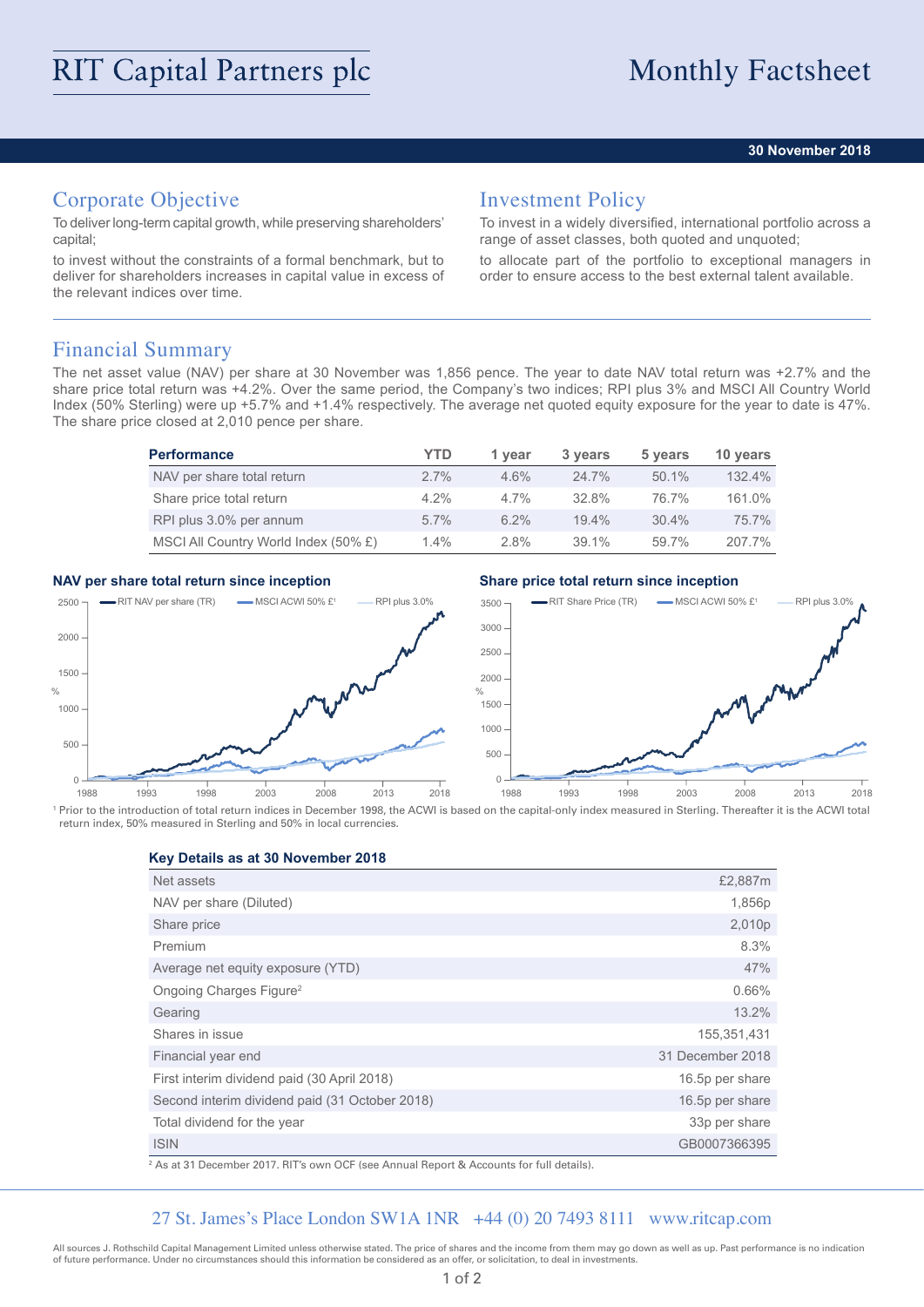# RIT Capital Partners plc

# Monthly Factsheet

**30 November 2018**

## Corporate Objective

To deliver long-term capital growth, while preserving shareholders' capital;

to invest without the constraints of a formal benchmark, but to deliver for shareholders increases in capital value in excess of the relevant indices over time.

## Investment Policy

To invest in a widely diversified, international portfolio across a range of asset classes, both quoted and unquoted;

to allocate part of the portfolio to exceptional managers in order to ensure access to the best external talent available.

## Financial Summary

The net asset value (NAV) per share at 30 November was 1,856 pence. The year to date NAV total return was +2.7% and the share price total return was +4.2%. Over the same period, the Company's two indices; RPI plus 3% and MSCI All Country World Index (50% Sterling) were up +5.7% and +1.4% respectively. The average net quoted equity exposure for the year to date is 47%. The share price closed at 2,010 pence per share.

| Performance | YTD | 1 year | 3 years | 5 years | 10 years |
|---|---|---|---|---|---|
| NAV per share total return | 2.7% | 4.6% | 24.7% | 50.1% | 132.4% |
| Share price total return | 4.2% | 4.7% | 32.8% | 76.7% | 161.0% |
| RPI plus 3.0% per annum | 5.7% | 6.2% | 19.4% | 30.4% | 75.7% |
| MSCI All Country World Index (50% £) | 1.4% | 2.8% | 39.1% | 59.7% | 207.7% |

**NAV per share total return since inception**

**Share price total return since inception**

[1] Prior to the introduction of total return indices in December 1998, the ACWI is based on the capital-only index measured in Sterling. Thereafter it is the ACWI total return index, 50% measured in Sterling and 50% in local currencies.

### Key Details as at 30 November 2018

| | |
|---|---|
| Net assets | £2,887m |
| NAV per share (Diluted) | 1,856p |
| Share price | 2,010p |
| Premium | 8.3% |
| Average net equity exposure (YTD) | 47% |
| Ongoing Charges Figure[2] | 0.66% |
| Gearing | 13.2% |
| Shares in issue | 155,351,431 |
| Financial year end | 31 December 2018 |
| First interim dividend paid (30 April 2018) | 16.5p per share |
| Second interim dividend paid (31 October 2018) | 16.5p per share |
| Total dividend for the year | 33p per share |
| ISIN | GB0007366395 |

[2] As at 31 December 2017. RIT's own OCF (see Annual Report & Accounts for full details).

27 St. James's Place London SW1A 1NR   +44 (0) 20 7493 8111   www.ritcap.com

All sources J. Rothschild Capital Management Limited unless otherwise stated. The price of shares and the income from them may go down as well as up. Past performance is no indication of future performance. Under no circumstances should this information be considered as an offer, or solicitation, to deal in investments.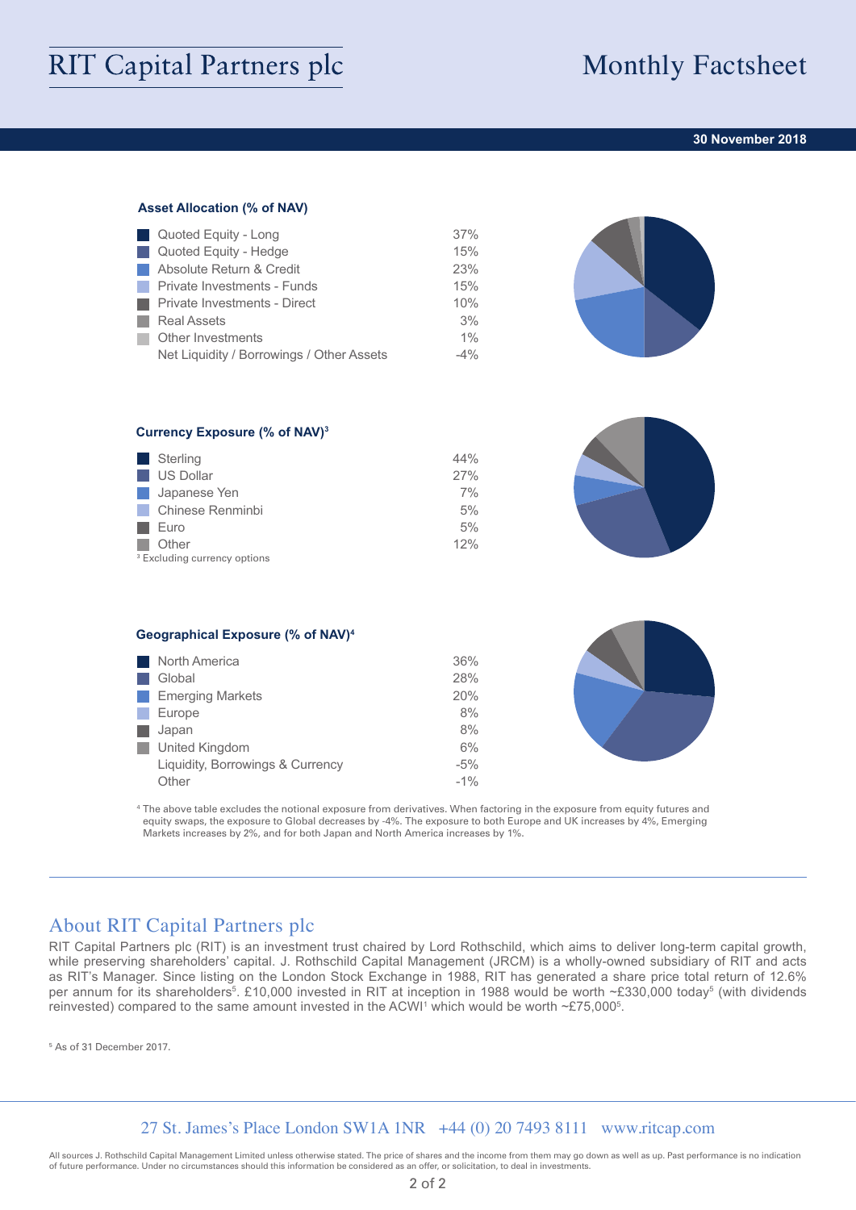# RIT Capital Partners plc

# Monthly Factsheet

**30 November 2018**

### Asset Allocation (% of NAV)

| | |
|---|---|
| Quoted Equity - Long | 37% |
| Quoted Equity - Hedge | 15% |
| Absolute Return & Credit | 23% |
| Private Investments - Funds | 15% |
| Private Investments - Direct | 10% |
| Real Assets | 3% |
| Other Investments | 1% |
| Net Liquidity / Borrowings / Other Assets | -4% |

### Currency Exposure (% of NAV)[3]

| | |
|---|---|
| Sterling | 44% |
| US Dollar | 27% |
| Japanese Yen | 7% |
| Chinese Renminbi | 5% |
| Euro | 5% |
| Other | 12% |

[3] Excluding currency options

### Geographical Exposure (% of NAV)[4]

| | |
|---|---|
| North America | 36% |
| Global | 28% |
| Emerging Markets | 20% |
| Europe | 8% |
| Japan | 8% |
| United Kingdom | 6% |
| Liquidity, Borrowings & Currency | -5% |
| Other | -1% |

[4] The above table excludes the notional exposure from derivatives. When factoring in the exposure from equity futures and equity swaps, the exposure to Global decreases by -4%. The exposure to both Europe and UK increases by 4%, Emerging Markets increases by 2%, and for both Japan and North America increases by 1%.

## About RIT Capital Partners plc

RIT Capital Partners plc (RIT) is an investment trust chaired by Lord Rothschild, which aims to deliver long-term capital growth, while preserving shareholders' capital. J. Rothschild Capital Management (JRCM) is a wholly-owned subsidiary of RIT and acts as RIT's Manager. Since listing on the London Stock Exchange in 1988, RIT has generated a share price total return of 12.6% per annum for its shareholders[5]. £10,000 invested in RIT at inception in 1988 would be worth ~£330,000 today[5] (with dividends reinvested) compared to the same amount invested in the ACWI[1] which would be worth ~£75,000[5].

[5] As of 31 December 2017.

27 St. James's Place London SW1A 1NR   +44 (0) 20 7493 8111   www.ritcap.com

All sources J. Rothschild Capital Management Limited unless otherwise stated. The price of shares and the income from them may go down as well as up. Past performance is no indication of future performance. Under no circumstances should this information be considered as an offer, or solicitation, to deal in investments.